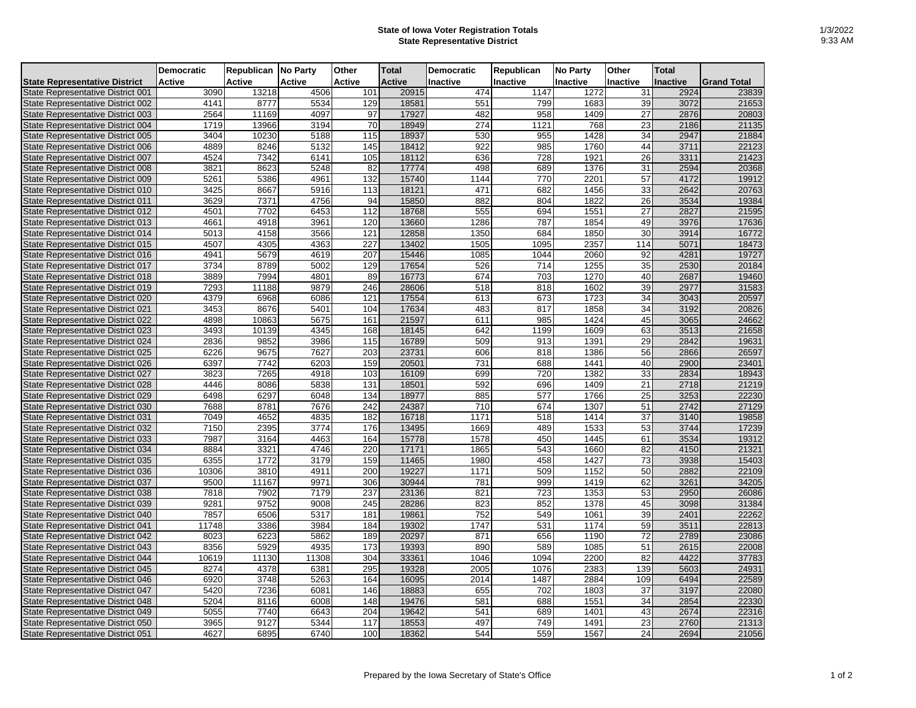**State of Iowa Voter Registration Totals**
**State Representative District**

1/3/2022
9:33 AM

| State Representative District | Democratic Active | Republican Active | No Party Active | Other Active | Total Active | Democratic Inactive | Republican Inactive | No Party Inactive | Other Inactive | Total Inactive | Grand Total |
|---|---|---|---|---|---|---|---|---|---|---|---|
| State Representative District 001 | 3090 | 13218 | 4506 | 101 | 20915 | 474 | 1147 | 1272 | 31 | 2924 | 23839 |
| State Representative District 002 | 4141 | 8777 | 5534 | 129 | 18581 | 551 | 799 | 1683 | 39 | 3072 | 21653 |
| State Representative District 003 | 2564 | 11169 | 4097 | 97 | 17927 | 482 | 958 | 1409 | 27 | 2876 | 20803 |
| State Representative District 004 | 1719 | 13966 | 3194 | 70 | 18949 | 274 | 1121 | 768 | 23 | 2186 | 21135 |
| State Representative District 005 | 3404 | 10230 | 5188 | 115 | 18937 | 530 | 955 | 1428 | 34 | 2947 | 21884 |
| State Representative District 006 | 4889 | 8246 | 5132 | 145 | 18412 | 922 | 985 | 1760 | 44 | 3711 | 22123 |
| State Representative District 007 | 4524 | 7342 | 6141 | 105 | 18112 | 636 | 728 | 1921 | 26 | 3311 | 21423 |
| State Representative District 008 | 3821 | 8623 | 5248 | 82 | 17774 | 498 | 689 | 1376 | 31 | 2594 | 20368 |
| State Representative District 009 | 5261 | 5386 | 4961 | 132 | 15740 | 1144 | 770 | 2201 | 57 | 4172 | 19912 |
| State Representative District 010 | 3425 | 8667 | 5916 | 113 | 18121 | 471 | 682 | 1456 | 33 | 2642 | 20763 |
| State Representative District 011 | 3629 | 7371 | 4756 | 94 | 15850 | 882 | 804 | 1822 | 26 | 3534 | 19384 |
| State Representative District 012 | 4501 | 7702 | 6453 | 112 | 18768 | 555 | 694 | 1551 | 27 | 2827 | 21595 |
| State Representative District 013 | 4661 | 4918 | 3961 | 120 | 13660 | 1286 | 787 | 1854 | 49 | 3976 | 17636 |
| State Representative District 014 | 5013 | 4158 | 3566 | 121 | 12858 | 1350 | 684 | 1850 | 30 | 3914 | 16772 |
| State Representative District 015 | 4507 | 4305 | 4363 | 227 | 13402 | 1505 | 1095 | 2357 | 114 | 5071 | 18473 |
| State Representative District 016 | 4941 | 5679 | 4619 | 207 | 15446 | 1085 | 1044 | 2060 | 92 | 4281 | 19727 |
| State Representative District 017 | 3734 | 8789 | 5002 | 129 | 17654 | 526 | 714 | 1255 | 35 | 2530 | 20184 |
| State Representative District 018 | 3889 | 7994 | 4801 | 89 | 16773 | 674 | 703 | 1270 | 40 | 2687 | 19460 |
| State Representative District 019 | 7293 | 11188 | 9879 | 246 | 28606 | 518 | 818 | 1602 | 39 | 2977 | 31583 |
| State Representative District 020 | 4379 | 6968 | 6086 | 121 | 17554 | 613 | 673 | 1723 | 34 | 3043 | 20597 |
| State Representative District 021 | 3453 | 8676 | 5401 | 104 | 17634 | 483 | 817 | 1858 | 34 | 3192 | 20826 |
| State Representative District 022 | 4898 | 10863 | 5675 | 161 | 21597 | 611 | 985 | 1424 | 45 | 3065 | 24662 |
| State Representative District 023 | 3493 | 10139 | 4345 | 168 | 18145 | 642 | 1199 | 1609 | 63 | 3513 | 21658 |
| State Representative District 024 | 2836 | 9852 | 3986 | 115 | 16789 | 509 | 913 | 1391 | 29 | 2842 | 19631 |
| State Representative District 025 | 6226 | 9675 | 7627 | 203 | 23731 | 606 | 818 | 1386 | 56 | 2866 | 26597 |
| State Representative District 026 | 6397 | 7742 | 6203 | 159 | 20501 | 731 | 688 | 1441 | 40 | 2900 | 23401 |
| State Representative District 027 | 3823 | 7265 | 4918 | 103 | 16109 | 699 | 720 | 1382 | 33 | 2834 | 18943 |
| State Representative District 028 | 4446 | 8086 | 5838 | 131 | 18501 | 592 | 696 | 1409 | 21 | 2718 | 21219 |
| State Representative District 029 | 6498 | 6297 | 6048 | 134 | 18977 | 885 | 577 | 1766 | 25 | 3253 | 22230 |
| State Representative District 030 | 7688 | 8781 | 7676 | 242 | 24387 | 710 | 674 | 1307 | 51 | 2742 | 27129 |
| State Representative District 031 | 7049 | 4652 | 4835 | 182 | 16718 | 1171 | 518 | 1414 | 37 | 3140 | 19858 |
| State Representative District 032 | 7150 | 2395 | 3774 | 176 | 13495 | 1669 | 489 | 1533 | 53 | 3744 | 17239 |
| State Representative District 033 | 7987 | 3164 | 4463 | 164 | 15778 | 1578 | 450 | 1445 | 61 | 3534 | 19312 |
| State Representative District 034 | 8884 | 3321 | 4746 | 220 | 17171 | 1865 | 543 | 1660 | 82 | 4150 | 21321 |
| State Representative District 035 | 6355 | 1772 | 3179 | 159 | 11465 | 1980 | 458 | 1427 | 73 | 3938 | 15403 |
| State Representative District 036 | 10306 | 3810 | 4911 | 200 | 19227 | 1171 | 509 | 1152 | 50 | 2882 | 22109 |
| State Representative District 037 | 9500 | 11167 | 9971 | 306 | 30944 | 781 | 999 | 1419 | 62 | 3261 | 34205 |
| State Representative District 038 | 7818 | 7902 | 7179 | 237 | 23136 | 821 | 723 | 1353 | 53 | 2950 | 26086 |
| State Representative District 039 | 9281 | 9752 | 9008 | 245 | 28286 | 823 | 852 | 1378 | 45 | 3098 | 31384 |
| State Representative District 040 | 7857 | 6506 | 5317 | 181 | 19861 | 752 | 549 | 1061 | 39 | 2401 | 22262 |
| State Representative District 041 | 11748 | 3386 | 3984 | 184 | 19302 | 1747 | 531 | 1174 | 59 | 3511 | 22813 |
| State Representative District 042 | 8023 | 6223 | 5862 | 189 | 20297 | 871 | 656 | 1190 | 72 | 2789 | 23086 |
| State Representative District 043 | 8356 | 5929 | 4935 | 173 | 19393 | 890 | 589 | 1085 | 51 | 2615 | 22008 |
| State Representative District 044 | 10619 | 11130 | 11308 | 304 | 33361 | 1046 | 1094 | 2200 | 82 | 4422 | 37783 |
| State Representative District 045 | 8274 | 4378 | 6381 | 295 | 19328 | 2005 | 1076 | 2383 | 139 | 5603 | 24931 |
| State Representative District 046 | 6920 | 3748 | 5263 | 164 | 16095 | 2014 | 1487 | 2884 | 109 | 6494 | 22589 |
| State Representative District 047 | 5420 | 7236 | 6081 | 146 | 18883 | 655 | 702 | 1803 | 37 | 3197 | 22080 |
| State Representative District 048 | 5204 | 8116 | 6008 | 148 | 19476 | 581 | 688 | 1551 | 34 | 2854 | 22330 |
| State Representative District 049 | 5055 | 7740 | 6643 | 204 | 19642 | 541 | 689 | 1401 | 43 | 2674 | 22316 |
| State Representative District 050 | 3965 | 9127 | 5344 | 117 | 18553 | 497 | 749 | 1491 | 23 | 2760 | 21313 |
| State Representative District 051 | 4627 | 6895 | 6740 | 100 | 18362 | 544 | 559 | 1567 | 24 | 2694 | 21056 |

Prepared by the Iowa Secretary of State's Office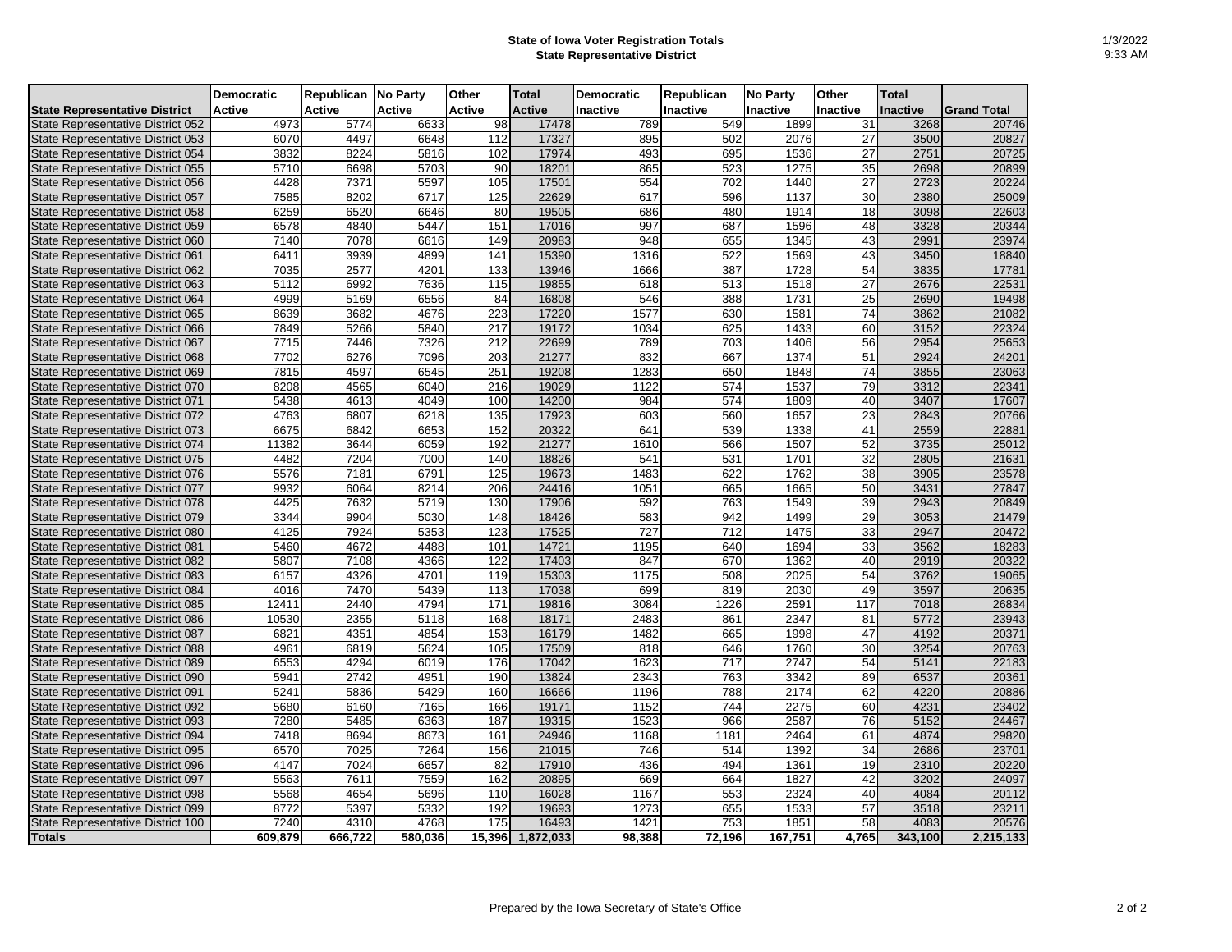**State of Iowa Voter Registration Totals**
**State Representative District**

1/3/2022
9:33 AM

| State Representative District | Democratic Active | Republican Active | No Party Active | Other Active | Total Active | Democratic Inactive | Republican Inactive | No Party Inactive | Other Inactive | Total Inactive | Grand Total |
|---|---|---|---|---|---|---|---|---|---|---|---|
| State Representative District 052 | 4973 | 5774 | 6633 | 98 | 17478 | 789 | 549 | 1899 | 31 | 3268 | 20746 |
| State Representative District 053 | 6070 | 4497 | 6648 | 112 | 17327 | 895 | 502 | 2076 | 27 | 3500 | 20827 |
| State Representative District 054 | 3832 | 8224 | 5816 | 102 | 17974 | 493 | 695 | 1536 | 27 | 2751 | 20725 |
| State Representative District 055 | 5710 | 6698 | 5703 | 90 | 18201 | 865 | 523 | 1275 | 35 | 2698 | 20899 |
| State Representative District 056 | 4428 | 7371 | 5597 | 105 | 17501 | 554 | 702 | 1440 | 27 | 2723 | 20224 |
| State Representative District 057 | 7585 | 8202 | 6717 | 125 | 22629 | 617 | 596 | 1137 | 30 | 2380 | 25009 |
| State Representative District 058 | 6259 | 6520 | 6646 | 80 | 19505 | 686 | 480 | 1914 | 18 | 3098 | 22603 |
| State Representative District 059 | 6578 | 4840 | 5447 | 151 | 17016 | 997 | 687 | 1596 | 48 | 3328 | 20344 |
| State Representative District 060 | 7140 | 7078 | 6616 | 149 | 20983 | 948 | 655 | 1345 | 43 | 2991 | 23974 |
| State Representative District 061 | 6411 | 3939 | 4899 | 141 | 15390 | 1316 | 522 | 1569 | 43 | 3450 | 18840 |
| State Representative District 062 | 7035 | 2577 | 4201 | 133 | 13946 | 1666 | 387 | 1728 | 54 | 3835 | 17781 |
| State Representative District 063 | 5112 | 6992 | 7636 | 115 | 19855 | 618 | 513 | 1518 | 27 | 2676 | 22531 |
| State Representative District 064 | 4999 | 5169 | 6556 | 84 | 16808 | 546 | 388 | 1731 | 25 | 2690 | 19498 |
| State Representative District 065 | 8639 | 3682 | 4676 | 223 | 17220 | 1577 | 630 | 1581 | 74 | 3862 | 21082 |
| State Representative District 066 | 7849 | 5266 | 5840 | 217 | 19172 | 1034 | 625 | 1433 | 60 | 3152 | 22324 |
| State Representative District 067 | 7715 | 7446 | 7326 | 212 | 22699 | 789 | 703 | 1406 | 56 | 2954 | 25653 |
| State Representative District 068 | 7702 | 6276 | 7096 | 203 | 21277 | 832 | 667 | 1374 | 51 | 2924 | 24201 |
| State Representative District 069 | 7815 | 4597 | 6545 | 251 | 19208 | 1283 | 650 | 1848 | 74 | 3855 | 23063 |
| State Representative District 070 | 8208 | 4565 | 6040 | 216 | 19029 | 1122 | 574 | 1537 | 79 | 3312 | 22341 |
| State Representative District 071 | 5438 | 4613 | 4049 | 100 | 14200 | 984 | 574 | 1809 | 40 | 3407 | 17607 |
| State Representative District 072 | 4763 | 6807 | 6218 | 135 | 17923 | 603 | 560 | 1657 | 23 | 2843 | 20766 |
| State Representative District 073 | 6675 | 6842 | 6653 | 152 | 20322 | 641 | 539 | 1338 | 41 | 2559 | 22881 |
| State Representative District 074 | 11382 | 3644 | 6059 | 192 | 21277 | 1610 | 566 | 1507 | 52 | 3735 | 25012 |
| State Representative District 075 | 4482 | 7204 | 7000 | 140 | 18826 | 541 | 531 | 1701 | 32 | 2805 | 21631 |
| State Representative District 076 | 5576 | 7181 | 6791 | 125 | 19673 | 1483 | 622 | 1762 | 38 | 3905 | 23578 |
| State Representative District 077 | 9932 | 6064 | 8214 | 206 | 24416 | 1051 | 665 | 1665 | 50 | 3431 | 27847 |
| State Representative District 078 | 4425 | 7632 | 5719 | 130 | 17906 | 592 | 763 | 1549 | 39 | 2943 | 20849 |
| State Representative District 079 | 3344 | 9904 | 5030 | 148 | 18426 | 583 | 942 | 1499 | 29 | 3053 | 21479 |
| State Representative District 080 | 4125 | 7924 | 5353 | 123 | 17525 | 727 | 712 | 1475 | 33 | 2947 | 20472 |
| State Representative District 081 | 5460 | 4672 | 4488 | 101 | 14721 | 1195 | 640 | 1694 | 33 | 3562 | 18283 |
| State Representative District 082 | 5807 | 7108 | 4366 | 122 | 17403 | 847 | 670 | 1362 | 40 | 2919 | 20322 |
| State Representative District 083 | 6157 | 4326 | 4701 | 119 | 15303 | 1175 | 508 | 2025 | 54 | 3762 | 19065 |
| State Representative District 084 | 4016 | 7470 | 5439 | 113 | 17038 | 699 | 819 | 2030 | 49 | 3597 | 20635 |
| State Representative District 085 | 12411 | 2440 | 4794 | 171 | 19816 | 3084 | 1226 | 2591 | 117 | 7018 | 26834 |
| State Representative District 086 | 10530 | 2355 | 5118 | 168 | 18171 | 2483 | 861 | 2347 | 81 | 5772 | 23943 |
| State Representative District 087 | 6821 | 4351 | 4854 | 153 | 16179 | 1482 | 665 | 1998 | 47 | 4192 | 20371 |
| State Representative District 088 | 4961 | 6819 | 5624 | 105 | 17509 | 818 | 646 | 1760 | 30 | 3254 | 20763 |
| State Representative District 089 | 6553 | 4294 | 6019 | 176 | 17042 | 1623 | 717 | 2747 | 54 | 5141 | 22183 |
| State Representative District 090 | 5941 | 2742 | 4951 | 190 | 13824 | 2343 | 763 | 3342 | 89 | 6537 | 20361 |
| State Representative District 091 | 5241 | 5836 | 5429 | 160 | 16666 | 1196 | 788 | 2174 | 62 | 4220 | 20886 |
| State Representative District 092 | 5680 | 6160 | 7165 | 166 | 19171 | 1152 | 744 | 2275 | 60 | 4231 | 23402 |
| State Representative District 093 | 7280 | 5485 | 6363 | 187 | 19315 | 1523 | 966 | 2587 | 76 | 5152 | 24467 |
| State Representative District 094 | 7418 | 8694 | 8673 | 161 | 24946 | 1168 | 1181 | 2464 | 61 | 4874 | 29820 |
| State Representative District 095 | 6570 | 7025 | 7264 | 156 | 21015 | 746 | 514 | 1392 | 34 | 2686 | 23701 |
| State Representative District 096 | 4147 | 7024 | 6657 | 82 | 17910 | 436 | 494 | 1361 | 19 | 2310 | 20220 |
| State Representative District 097 | 5563 | 7611 | 7559 | 162 | 20895 | 669 | 664 | 1827 | 42 | 3202 | 24097 |
| State Representative District 098 | 5568 | 4654 | 5696 | 110 | 16028 | 1167 | 553 | 2324 | 40 | 4084 | 20112 |
| State Representative District 099 | 8772 | 5397 | 5332 | 192 | 19693 | 1273 | 655 | 1533 | 57 | 3518 | 23211 |
| State Representative District 100 | 7240 | 4310 | 4768 | 175 | 16493 | 1421 | 753 | 1851 | 58 | 4083 | 20576 |
| **Totals** | **609,879** | **666,722** | **580,036** | **15,396** | **1,872,033** | **98,388** | **72,196** | **167,751** | **4,765** | **343,100** | **2,215,133** |

Prepared by the Iowa Secretary of State's Office